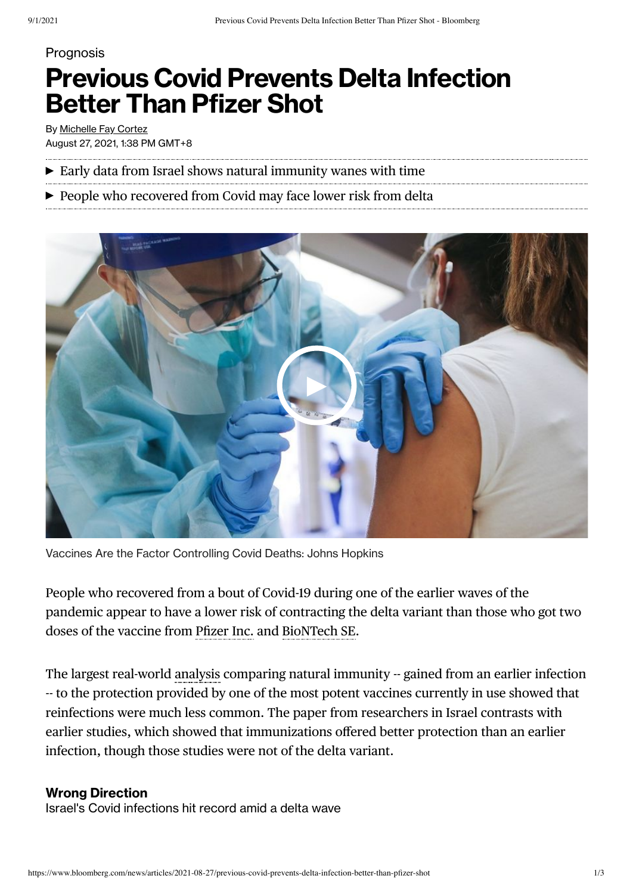Prognosis

# Previous Covid Prevents Delta Infection Better Than Pfizer Shot

By Michelle Fay Cortez
August 27, 2021, 1:38 PM GMT+8

- Early data from Israel shows natural immunity wanes with time
- People who recovered from Covid may face lower risk from delta

Vaccines Are the Factor Controlling Covid Deaths: Johns Hopkins

People who recovered from a bout of Covid-19 during one of the earlier waves of the pandemic appear to have a lower risk of contracting the delta variant than those who got two doses of the vaccine from Pfizer Inc. and BioNTech SE.

The largest real-world analysis comparing natural immunity -- gained from an earlier infection -- to the protection provided by one of the most potent vaccines currently in use showed that reinfections were much less common. The paper from researchers in Israel contrasts with earlier studies, which showed that immunizations offered better protection than an earlier infection, though those studies were not of the delta variant.

**Wrong Direction**
Israel's Covid infections hit record amid a delta wave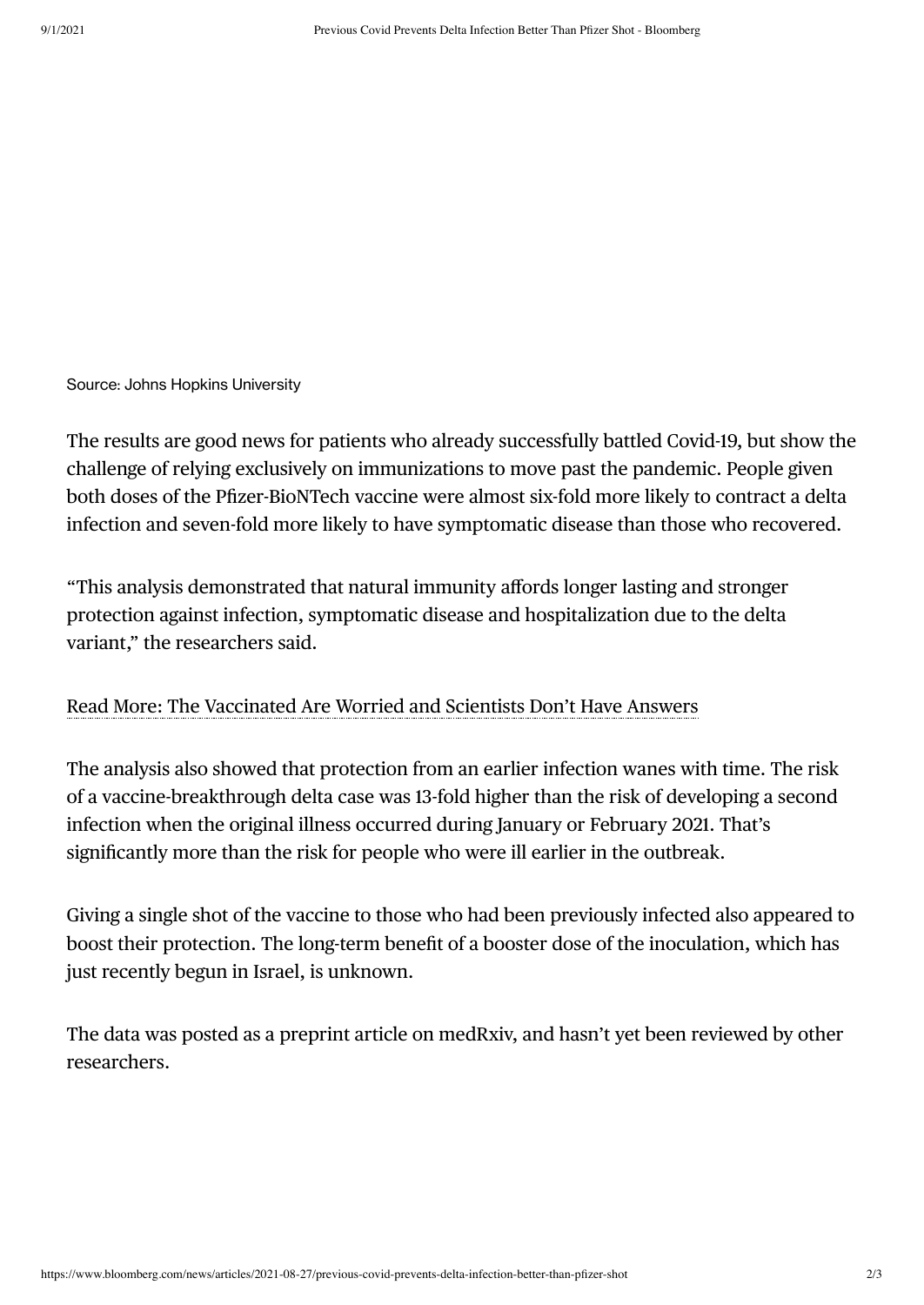Source: Johns Hopkins University

The results are good news for patients who already successfully battled Covid-19, but show the challenge of relying exclusively on immunizations to move past the pandemic. People given both doses of the Pfizer-BioNTech vaccine were almost six-fold more likely to contract a delta infection and seven-fold more likely to have symptomatic disease than those who recovered.

"This analysis demonstrated that natural immunity affords longer lasting and stronger protection against infection, symptomatic disease and hospitalization due to the delta variant," the researchers said.

Read More: The Vaccinated Are Worried and Scientists Don't Have Answers

The analysis also showed that protection from an earlier infection wanes with time. The risk of a vaccine-breakthrough delta case was 13-fold higher than the risk of developing a second infection when the original illness occurred during January or February 2021. That's significantly more than the risk for people who were ill earlier in the outbreak.

Giving a single shot of the vaccine to those who had been previously infected also appeared to boost their protection. The long-term benefit of a booster dose of the inoculation, which has just recently begun in Israel, is unknown.

The data was posted as a preprint article on medRxiv, and hasn't yet been reviewed by other researchers.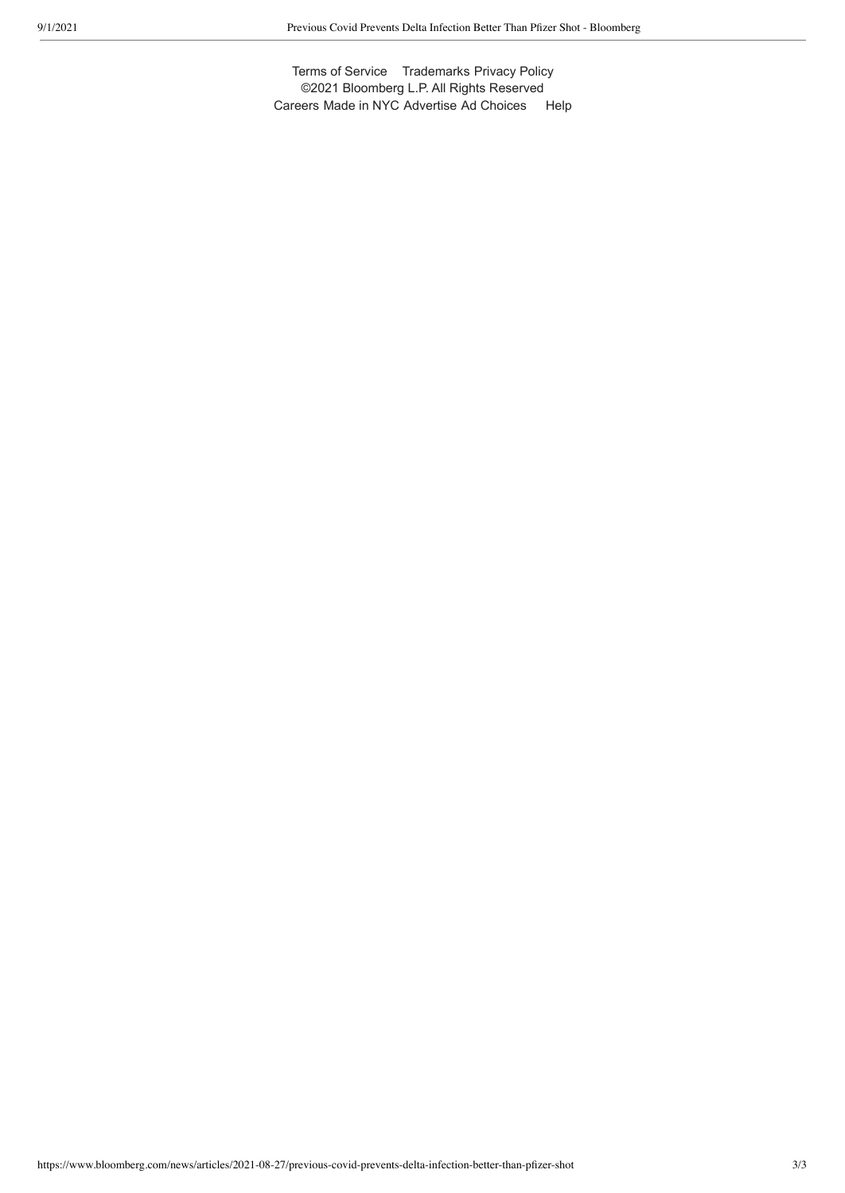Terms of Service Trademarks Privacy Policy
©2021 Bloomberg L.P. All Rights Reserved
Careers Made in NYC Advertise Ad Choices Help